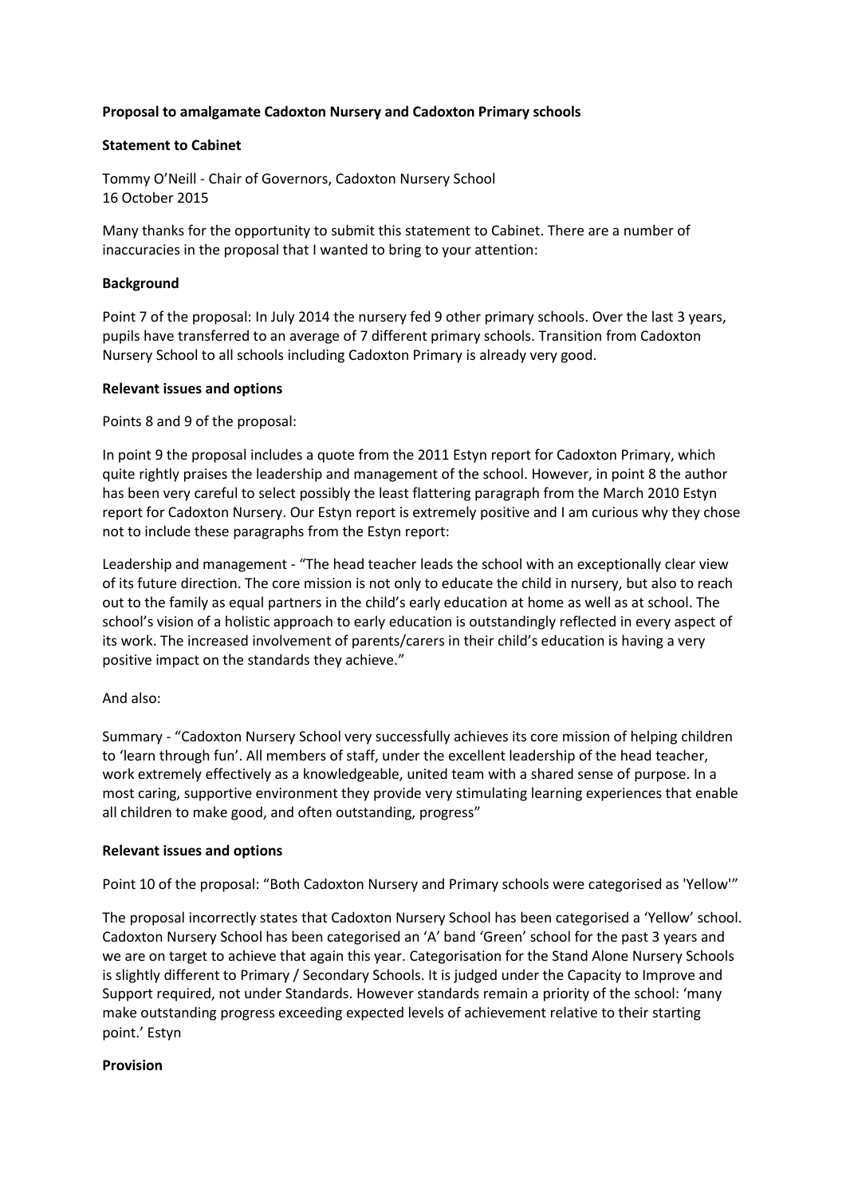**Proposal to amalgamate Cadoxton Nursery and Cadoxton Primary schools**

**Statement to Cabinet**

Tommy O'Neill - Chair of Governors, Cadoxton Nursery School
16 October 2015

Many thanks for the opportunity to submit this statement to Cabinet. There are a number of inaccuracies in the proposal that I wanted to bring to your attention:

**Background**

Point 7 of the proposal: In July 2014 the nursery fed 9 other primary schools. Over the last 3 years, pupils have transferred to an average of 7 different primary schools. Transition from Cadoxton Nursery School to all schools including Cadoxton Primary is already very good.

**Relevant issues and options**

Points 8 and 9 of the proposal:

In point 9 the proposal includes a quote from the 2011 Estyn report for Cadoxton Primary, which quite rightly praises the leadership and management of the school. However, in point 8 the author has been very careful to select possibly the least flattering paragraph from the March 2010 Estyn report for Cadoxton Nursery. Our Estyn report is extremely positive and I am curious why they chose not to include these paragraphs from the Estyn report:

Leadership and management - "The head teacher leads the school with an exceptionally clear view of its future direction. The core mission is not only to educate the child in nursery, but also to reach out to the family as equal partners in the child's early education at home as well as at school. The school's vision of a holistic approach to early education is outstandingly reflected in every aspect of its work. The increased involvement of parents/carers in their child's education is having a very positive impact on the standards they achieve."

And also:

Summary - "Cadoxton Nursery School very successfully achieves its core mission of helping children to 'learn through fun'. All members of staff, under the excellent leadership of the head teacher, work extremely effectively as a knowledgeable, united team with a shared sense of purpose. In a most caring, supportive environment they provide very stimulating learning experiences that enable all children to make good, and often outstanding, progress"

**Relevant issues and options**

Point 10 of the proposal: "Both Cadoxton Nursery and Primary schools were categorised as 'Yellow'"

The proposal incorrectly states that Cadoxton Nursery School has been categorised a 'Yellow' school. Cadoxton Nursery School has been categorised an 'A' band 'Green' school for the past 3 years and we are on target to achieve that again this year. Categorisation for the Stand Alone Nursery Schools is slightly different to Primary / Secondary Schools. It is judged under the Capacity to Improve and Support required, not under Standards. However standards remain a priority of the school: 'many make outstanding progress exceeding expected levels of achievement relative to their starting point.' Estyn

**Provision**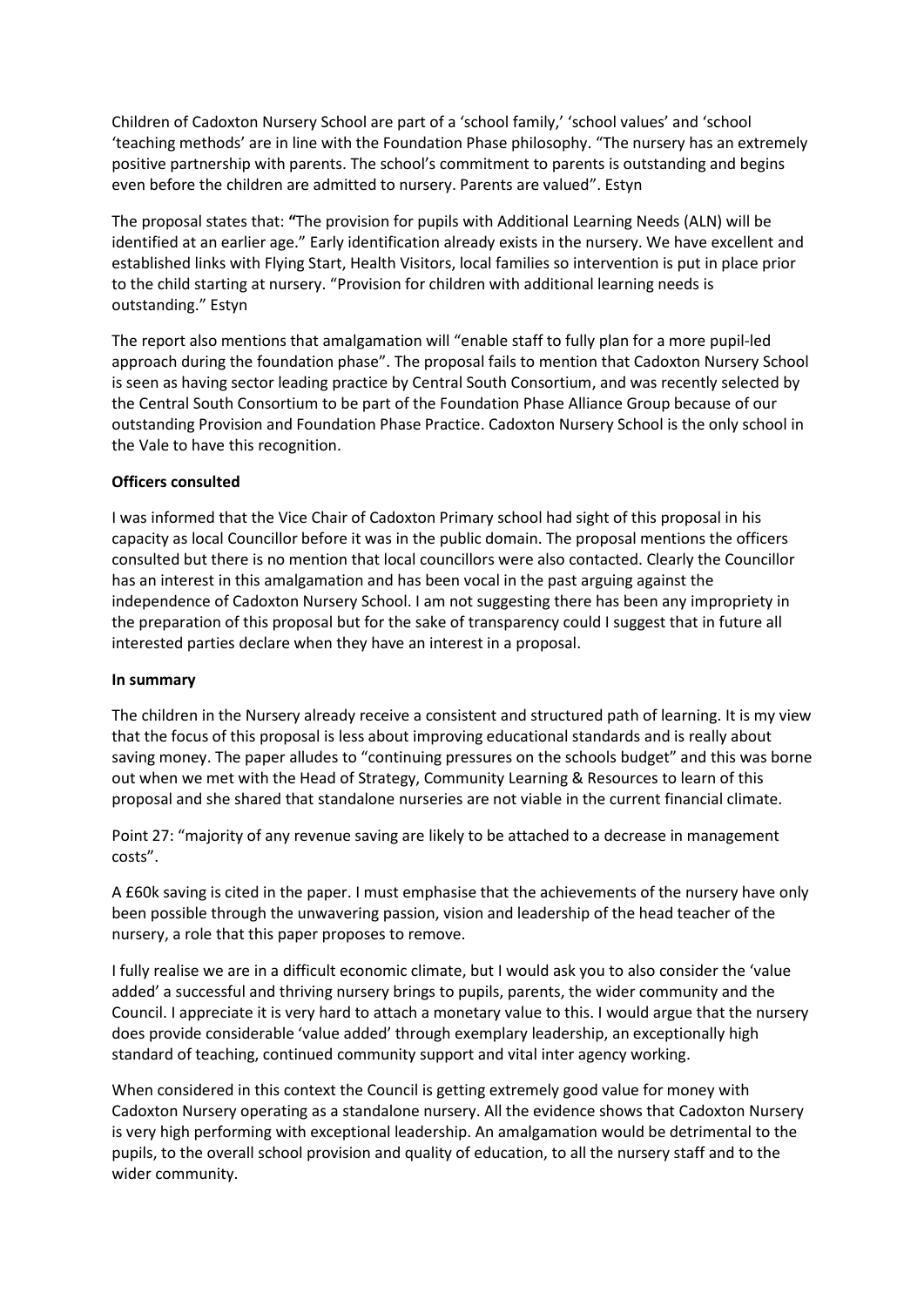Children of Cadoxton Nursery School are part of a 'school family,' 'school values' and 'school 'teaching methods' are in line with the Foundation Phase philosophy. "The nursery has an extremely positive partnership with parents. The school's commitment to parents is outstanding and begins even before the children are admitted to nursery. Parents are valued". Estyn

The proposal states that: **"**The provision for pupils with Additional Learning Needs (ALN) will be identified at an earlier age." Early identification already exists in the nursery. We have excellent and established links with Flying Start, Health Visitors, local families so intervention is put in place prior to the child starting at nursery. "Provision for children with additional learning needs is outstanding." Estyn

The report also mentions that amalgamation will "enable staff to fully plan for a more pupil-led approach during the foundation phase". The proposal fails to mention that Cadoxton Nursery School is seen as having sector leading practice by Central South Consortium, and was recently selected by the Central South Consortium to be part of the Foundation Phase Alliance Group because of our outstanding Provision and Foundation Phase Practice. Cadoxton Nursery School is the only school in the Vale to have this recognition.

**Officers consulted**

I was informed that the Vice Chair of Cadoxton Primary school had sight of this proposal in his capacity as local Councillor before it was in the public domain. The proposal mentions the officers consulted but there is no mention that local councillors were also contacted. Clearly the Councillor has an interest in this amalgamation and has been vocal in the past arguing against the independence of Cadoxton Nursery School. I am not suggesting there has been any impropriety in the preparation of this proposal but for the sake of transparency could I suggest that in future all interested parties declare when they have an interest in a proposal.

**In summary**

The children in the Nursery already receive a consistent and structured path of learning. It is my view that the focus of this proposal is less about improving educational standards and is really about saving money. The paper alludes to "continuing pressures on the schools budget" and this was borne out when we met with the Head of Strategy, Community Learning & Resources to learn of this proposal and she shared that standalone nurseries are not viable in the current financial climate.

Point 27: "majority of any revenue saving are likely to be attached to a decrease in management costs".

A £60k saving is cited in the paper. I must emphasise that the achievements of the nursery have only been possible through the unwavering passion, vision and leadership of the head teacher of the nursery, a role that this paper proposes to remove.

I fully realise we are in a difficult economic climate, but I would ask you to also consider the 'value added' a successful and thriving nursery brings to pupils, parents, the wider community and the Council. I appreciate it is very hard to attach a monetary value to this. I would argue that the nursery does provide considerable 'value added' through exemplary leadership, an exceptionally high standard of teaching, continued community support and vital inter agency working.

When considered in this context the Council is getting extremely good value for money with Cadoxton Nursery operating as a standalone nursery. All the evidence shows that Cadoxton Nursery is very high performing with exceptional leadership. An amalgamation would be detrimental to the pupils, to the overall school provision and quality of education, to all the nursery staff and to the wider community.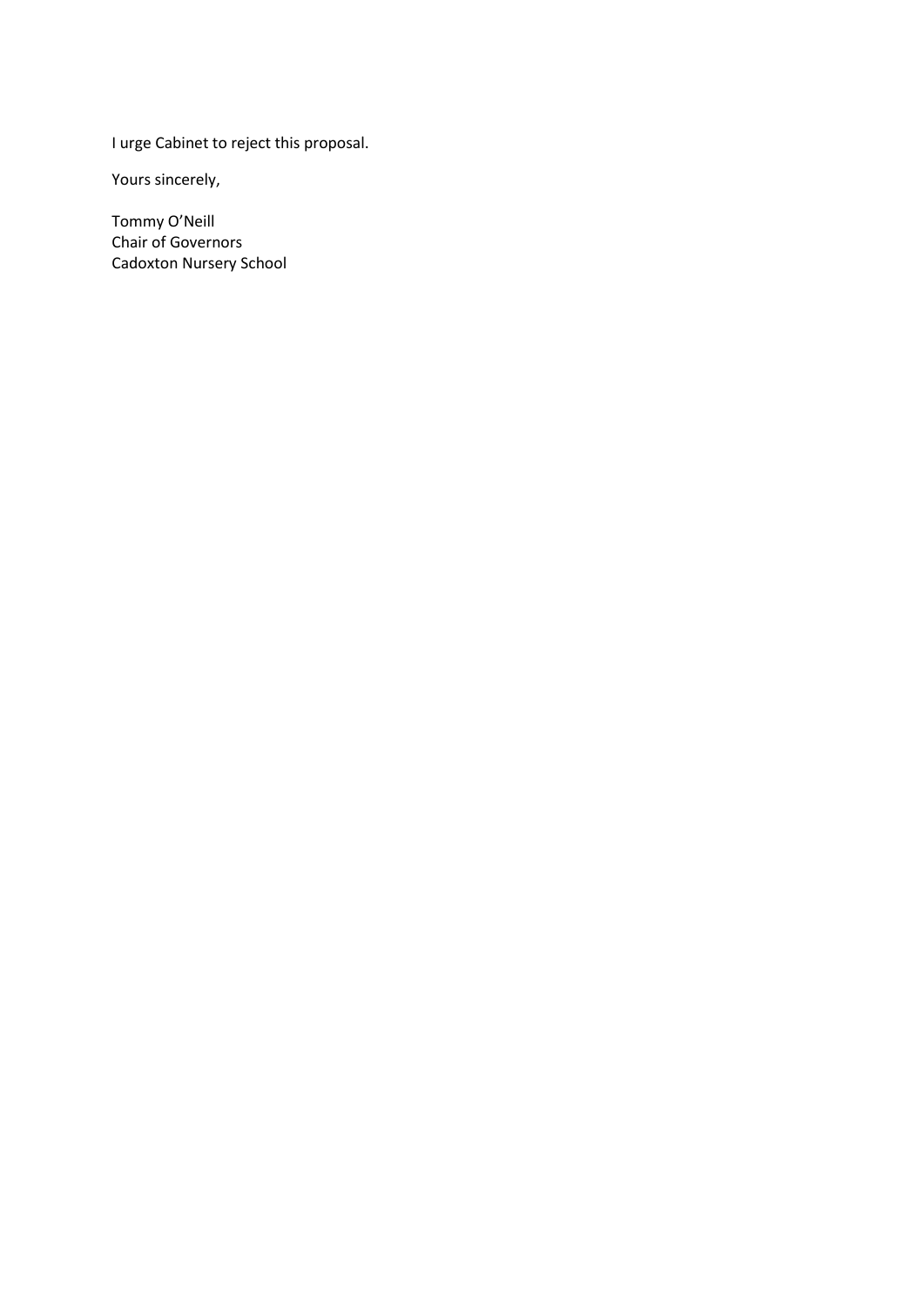I urge Cabinet to reject this proposal.

Yours sincerely,

Tommy O'Neill  
Chair of Governors  
Cadoxton Nursery School